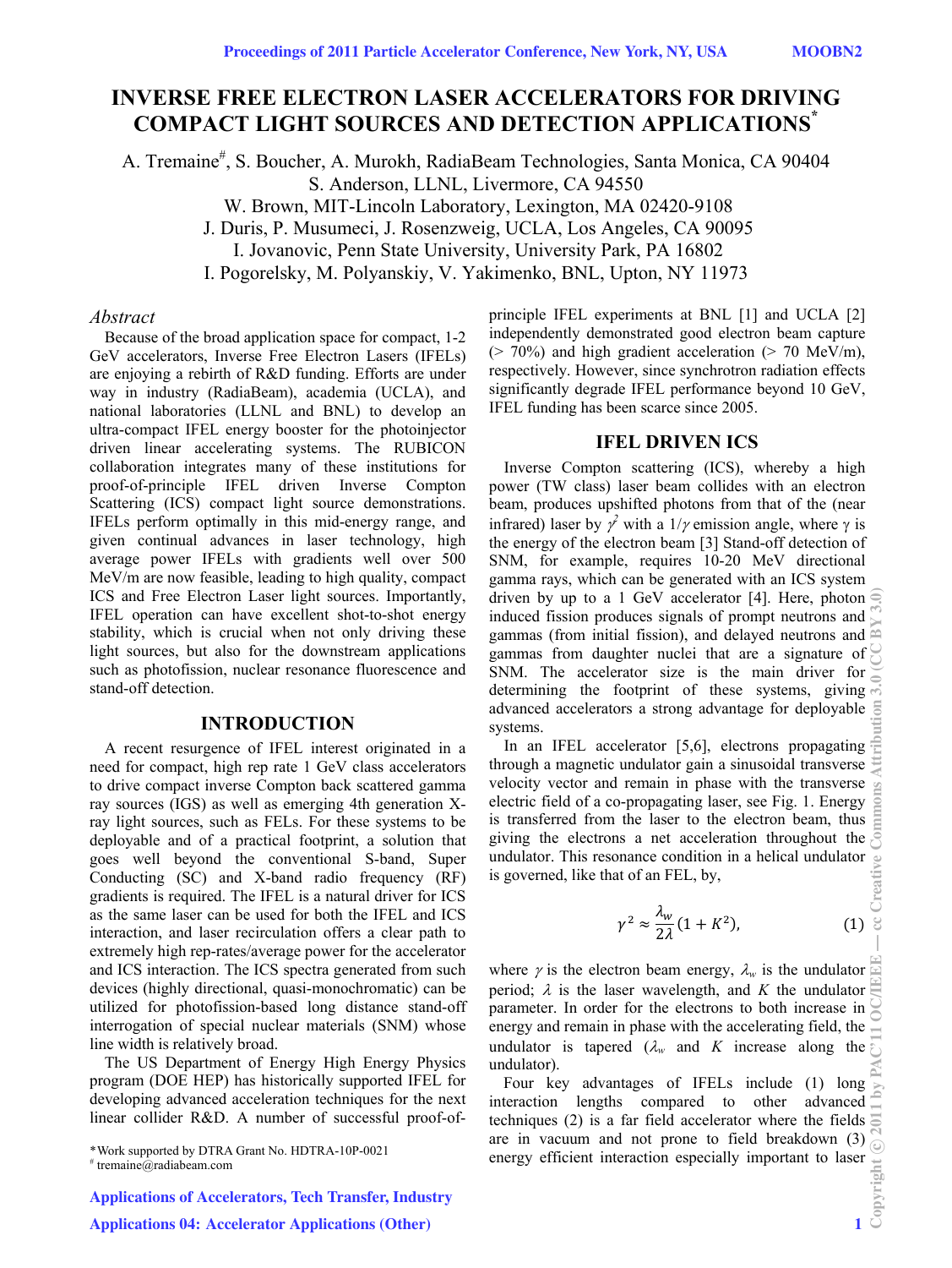# INVERSE FREE ELECTRON LASER ACCELERATORS FOR DRIVING COMPACT LIGHT SOURCES AND DETECTION APPLICATIONS*

A. Tremaine#, S. Boucher, A. Murokh, RadiaBeam Technologies, Santa Monica, CA 90404
S. Anderson, LLNL, Livermore, CA 94550
W. Brown, MIT-Lincoln Laboratory, Lexington, MA 02420-9108
J. Duris, P. Musumeci, J. Rosenzweig, UCLA, Los Angeles, CA 90095
I. Jovanovic, Penn State University, University Park, PA 16802
I. Pogorelsky, M. Polyanskiy, V. Yakimenko, BNL, Upton, NY 11973

## *Abstract*

Because of the broad application space for compact, 1-2 GeV accelerators, Inverse Free Electron Lasers (IFELs) are enjoying a rebirth of R&D funding. Efforts are under way in industry (RadiaBeam), academia (UCLA), and national laboratories (LLNL and BNL) to develop an ultra-compact IFEL energy booster for the photoinjector driven linear accelerating systems. The RUBICON collaboration integrates many of these institutions for proof-of-principle IFEL driven Inverse Compton Scattering (ICS) compact light source demonstrations. IFELs perform optimally in this mid-energy range, and given continual advances in laser technology, high average power IFELs with gradients well over 500 MeV/m are now feasible, leading to high quality, compact ICS and Free Electron Laser light sources. Importantly, IFEL operation can have excellent shot-to-shot energy stability, which is crucial when not only driving these light sources, but also for the downstream applications such as photofission, nuclear resonance fluorescence and stand-off detection.

## INTRODUCTION

A recent resurgence of IFEL interest originated in a need for compact, high rep rate 1 GeV class accelerators to drive compact inverse Compton back scattered gamma ray sources (IGS) as well as emerging 4th generation X-ray light sources, such as FELs. For these systems to be deployable and of a practical footprint, a solution that goes well beyond the conventional S-band, Super Conducting (SC) and X-band radio frequency (RF) gradients is required. The IFEL is a natural driver for ICS as the same laser can be used for both the IFEL and ICS interaction, and laser recirculation offers a clear path to extremely high rep-rates/average power for the accelerator and ICS interaction. The ICS spectra generated from such devices (highly directional, quasi-monochromatic) can be utilized for photofission-based long distance stand-off interrogation of special nuclear materials (SNM) whose line width is relatively broad.

The US Department of Energy High Energy Physics program (DOE HEP) has historically supported IFEL for developing advanced acceleration techniques for the next linear collider R&D. A number of successful proof-of-principle IFEL experiments at BNL [1] and UCLA [2] independently demonstrated good electron beam capture (> 70%) and high gradient acceleration (> 70 MeV/m), respectively. However, since synchrotron radiation effects significantly degrade IFEL performance beyond 10 GeV, IFEL funding has been scarce since 2005.

## IFEL DRIVEN ICS

Inverse Compton scattering (ICS), whereby a high power (TW class) laser beam collides with an electron beam, produces upshifted photons from that of the (near infrared) laser by $\gamma^2$ with a $1/\gamma$ emission angle, where $\gamma$ is the energy of the electron beam [3] Stand-off detection of SNM, for example, requires 10-20 MeV directional gamma rays, which can be generated with an ICS system driven by up to a 1 GeV accelerator [4]. Here, photon induced fission produces signals of prompt neutrons and gammas (from initial fission), and delayed neutrons and gammas from daughter nuclei that are a signature of SNM. The accelerator size is the main driver for determining the footprint of these systems, giving advanced accelerators a strong advantage for deployable systems.

In an IFEL accelerator [5,6], electrons propagating through a magnetic undulator gain a sinusoidal transverse velocity vector and remain in phase with the transverse electric field of a co-propagating laser, see Fig. 1. Energy is transferred from the laser to the electron beam, thus giving the electrons a net acceleration throughout the undulator. This resonance condition in a helical undulator is governed, like that of an FEL, by,

$$\gamma^2 \approx \frac{\lambda_w}{2\lambda}(1+K^2), \qquad (1)$$

where $\gamma$ is the electron beam energy, $\lambda_w$ is the undulator period; $\lambda$ is the laser wavelength, and $K$ the undulator parameter. In order for the electrons to both increase in energy and remain in phase with the accelerating field, the undulator is tapered ($\lambda_w$ and $K$ increase along the undulator).

Four key advantages of IFELs include (1) long interaction lengths compared to other advanced techniques (2) is a far field accelerator where the fields are in vacuum and not prone to field breakdown (3) energy efficient interaction especially important to laser

*Work supported by DTRA Grant No. HDTRA-10P-0021
# tremaine@radiabeam.com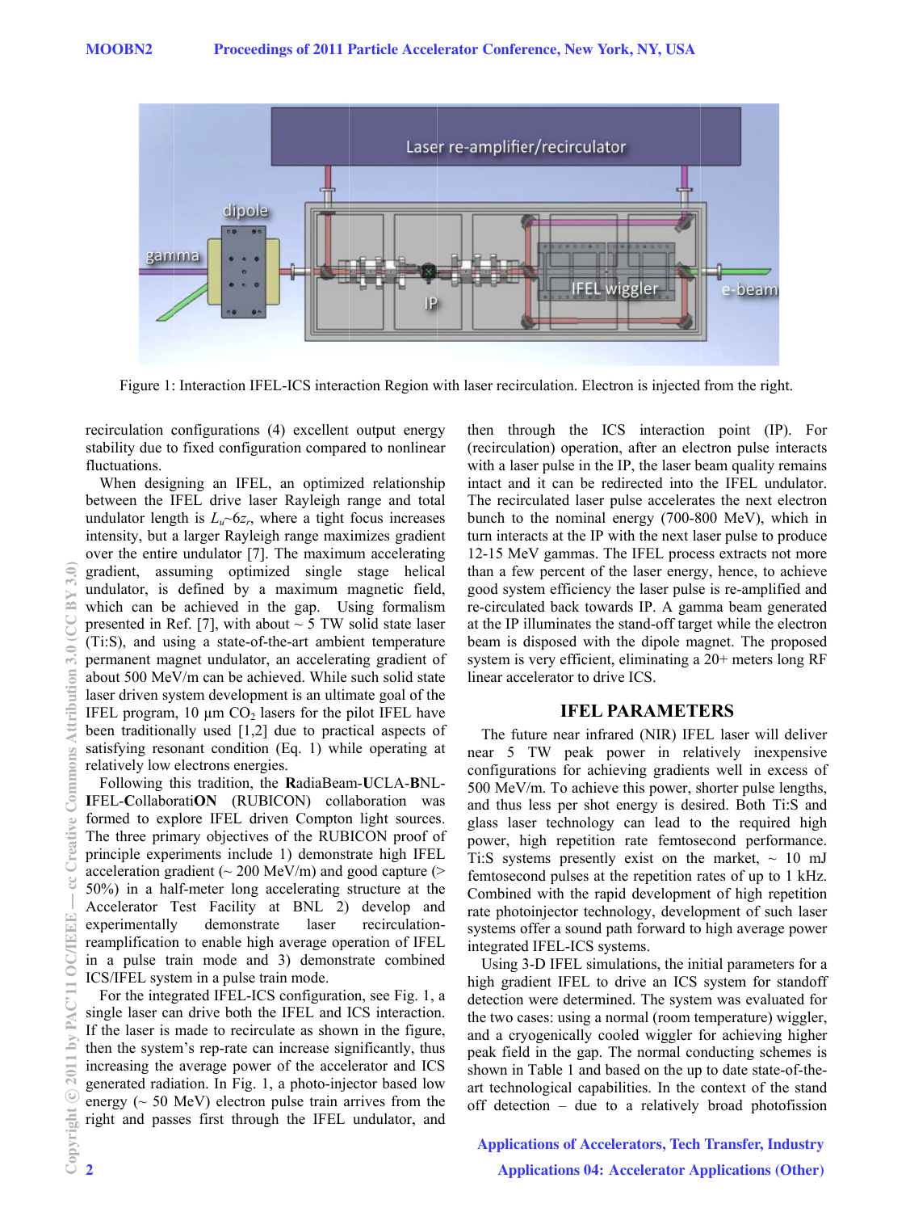Figure 1: Interaction IFEL-ICS interaction Region with laser recirculation. Electron is injected from the right.

recirculation configurations (4) excellent output energy stability due to fixed configuration compared to nonlinear fluctuations.

When designing an IFEL, an optimized relationship between the IFEL drive laser Rayleigh range and total undulator length is $L_u$~$6z_r$, where a tight focus increases intensity, but a larger Rayleigh range maximizes gradient over the entire undulator [7]. The maximum accelerating gradient, assuming optimized single stage helical undulator, is defined by a maximum magnetic field, which can be achieved in the gap. Using formalism presented in Ref. [7], with about ~ 5 TW solid state laser (Ti:S), and using a state-of-the-art ambient temperature permanent magnet undulator, an accelerating gradient of about 500 MeV/m can be achieved. While such solid state laser driven system development is an ultimate goal of the IFEL program, 10 μm $CO_2$ lasers for the pilot IFEL have been traditionally used [1,2] due to practical aspects of satisfying resonant condition (Eq. 1) while operating at relatively low electrons energies.

Following this tradition, the **R**adiaBeam-**U**CLA-**B**NL-**I**FEL-**C**ollaborati**ON** (RUBICON) collaboration was formed to explore IFEL driven Compton light sources. The three primary objectives of the RUBICON proof of principle experiments include 1) demonstrate high IFEL acceleration gradient (~ 200 MeV/m) and good capture (> 50%) in a half-meter long accelerating structure at the Accelerator Test Facility at BNL 2) develop and experimentally demonstrate laser recirculation-reamplification to enable high average operation of IFEL in a pulse train mode and 3) demonstrate combined ICS/IFEL system in a pulse train mode.

For the integrated IFEL-ICS configuration, see Fig. 1, a single laser can drive both the IFEL and ICS interaction. If the laser is made to recirculate as shown in the figure, then the system's rep-rate can increase significantly, thus increasing the average power of the accelerator and ICS generated radiation. In Fig. 1, a photo-injector based low energy (~ 50 MeV) electron pulse train arrives from the right and passes first through the IFEL undulator, and then through the ICS interaction point (IP). For (recirculation) operation, after an electron pulse interacts with a laser pulse in the IP, the laser beam quality remains intact and it can be redirected into the IFEL undulator. The recirculated laser pulse accelerates the next electron bunch to the nominal energy (700-800 MeV), which in turn interacts at the IP with the next laser pulse to produce 12-15 MeV gammas. The IFEL process extracts not more than a few percent of the laser energy, hence, to achieve good system efficiency the laser pulse is re-amplified and re-circulated back towards IP. A gamma beam generated at the IP illuminates the stand-off target while the electron beam is disposed with the dipole magnet. The proposed system is very efficient, eliminating a 20+ meters long RF linear accelerator to drive ICS.

## IFEL PARAMETERS

The future near infrared (NIR) IFEL laser will deliver near 5 TW peak power in relatively inexpensive configurations for achieving gradients well in excess of 500 MeV/m. To achieve this power, shorter pulse lengths, and thus less per shot energy is desired. Both Ti:S and glass laser technology can lead to the required high power, high repetition rate femtosecond performance. Ti:S systems presently exist on the market, ~ 10 mJ femtosecond pulses at the repetition rates of up to 1 kHz. Combined with the rapid development of high repetition rate photoinjector technology, development of such laser systems offer a sound path forward to high average power integrated IFEL-ICS systems.

Using 3-D IFEL simulations, the initial parameters for a high gradient IFEL to drive an ICS system for standoff detection were determined. The system was evaluated for the two cases: using a normal (room temperature) wiggler, and a cryogenically cooled wiggler for achieving higher peak field in the gap. The normal conducting schemes is shown in Table 1 and based on the up to date state-of-the-art technological capabilities. In the context of the stand off detection – due to a relatively broad photofission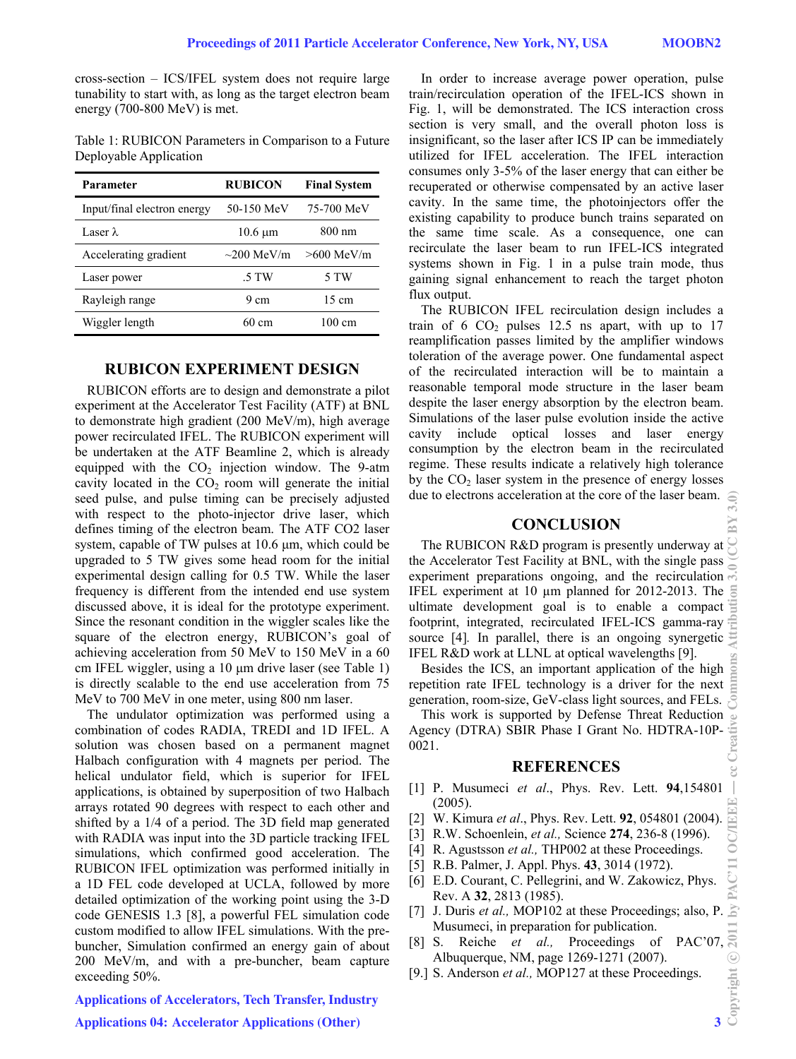cross-section – ICS/IFEL system does not require large tunability to start with, as long as the target electron beam energy (700-800 MeV) is met.

Table 1: RUBICON Parameters in Comparison to a Future Deployable Application

| Parameter | RUBICON | Final System |
|---|---|---|
| Input/final electron energy | 50-150 MeV | 75-700 MeV |
| Laser λ | 10.6 µm | 800 nm |
| Accelerating gradient | ~200 MeV/m | >600 MeV/m |
| Laser power | .5 TW | 5 TW |
| Rayleigh range | 9 cm | 15 cm |
| Wiggler length | 60 cm | 100 cm |

## RUBICON EXPERIMENT DESIGN

RUBICON efforts are to design and demonstrate a pilot experiment at the Accelerator Test Facility (ATF) at BNL to demonstrate high gradient (200 MeV/m), high average power recirculated IFEL. The RUBICON experiment will be undertaken at the ATF Beamline 2, which is already equipped with the $CO_2$ injection window. The 9-atm cavity located in the $CO_2$ room will generate the initial seed pulse, and pulse timing can be precisely adjusted with respect to the photo-injector drive laser, which defines timing of the electron beam. The ATF CO2 laser system, capable of TW pulses at 10.6 µm, which could be upgraded to 5 TW gives some head room for the initial experimental design calling for 0.5 TW. While the laser frequency is different from the intended end use system discussed above, it is ideal for the prototype experiment. Since the resonant condition in the wiggler scales like the square of the electron energy, RUBICON's goal of achieving acceleration from 50 MeV to 150 MeV in a 60 cm IFEL wiggler, using a 10 µm drive laser (see Table 1) is directly scalable to the end use acceleration from 75 MeV to 700 MeV in one meter, using 800 nm laser.

The undulator optimization was performed using a combination of codes RADIA, TREDI and 1D IFEL. A solution was chosen based on a permanent magnet Halbach configuration with 4 magnets per period. The helical undulator field, which is superior for IFEL applications, is obtained by superposition of two Halbach arrays rotated 90 degrees with respect to each other and shifted by a 1/4 of a period. The 3D field map generated with RADIA was input into the 3D particle tracking IFEL simulations, which confirmed good acceleration. The RUBICON IFEL optimization was performed initially in a 1D FEL code developed at UCLA, followed by more detailed optimization of the working point using the 3-D code GENESIS 1.3 [8], a powerful FEL simulation code custom modified to allow IFEL simulations. With the pre-buncher, Simulation confirmed an energy gain of about 200 MeV/m, and with a pre-buncher, beam capture exceeding 50%.

In order to increase average power operation, pulse train/recirculation operation of the IFEL-ICS shown in Fig. 1, will be demonstrated. The ICS interaction cross section is very small, and the overall photon loss is insignificant, so the laser after ICS IP can be immediately utilized for IFEL acceleration. The IFEL interaction consumes only 3-5% of the laser energy that can either be recuperated or otherwise compensated by an active laser cavity. In the same time, the photoinjectors offer the existing capability to produce bunch trains separated on the same time scale. As a consequence, one can recirculate the laser beam to run IFEL-ICS integrated systems shown in Fig. 1 in a pulse train mode, thus gaining signal enhancement to reach the target photon flux output.

The RUBICON IFEL recirculation design includes a train of 6 $CO_2$ pulses 12.5 ns apart, with up to 17 reamplification passes limited by the amplifier windows toleration of the average power. One fundamental aspect of the recirculated interaction will be to maintain a reasonable temporal mode structure in the laser beam despite the laser energy absorption by the electron beam. Simulations of the laser pulse evolution inside the active cavity include optical losses and laser energy consumption by the electron beam in the recirculated regime. These results indicate a relatively high tolerance by the $CO_2$ laser system in the presence of energy losses due to electrons acceleration at the core of the laser beam.

## CONCLUSION

The RUBICON R&D program is presently underway at the Accelerator Test Facility at BNL, with the single pass experiment preparations ongoing, and the recirculation IFEL experiment at 10 µm planned for 2012-2013. The ultimate development goal is to enable a compact footprint, integrated, recirculated IFEL-ICS gamma-ray source [4]. In parallel, there is an ongoing synergetic IFEL R&D work at LLNL at optical wavelengths [9].

Besides the ICS, an important application of the high repetition rate IFEL technology is a driver for the next generation, room-size, GeV-class light sources, and FELs.

This work is supported by Defense Threat Reduction Agency (DTRA) SBIR Phase I Grant No. HDTRA-10P-0021.

## REFERENCES

[1] P. Musumeci *et al.*, Phys. Rev. Lett. **94**,154801 (2005).

[2] W. Kimura *et al*., Phys. Rev. Lett. **92**, 054801 (2004).

[3] R.W. Schoenlein, *et al.,* Science **274**, 236-8 (1996).

[4] R. Agustsson *et al.,* THP002 at these Proceedings.

[5] R.B. Palmer, J. Appl. Phys. **43**, 3014 (1972).

[6] E.D. Courant, C. Pellegrini, and W. Zakowicz, Phys. Rev. A **32**, 2813 (1985).

[7] J. Duris *et al.,* MOP102 at these Proceedings; also, P. Musumeci, in preparation for publication.

[8] S. Reiche *et al.,* Proceedings of PAC'07, Albuquerque, NM, page 1269-1271 (2007).

[9.] S. Anderson *et al.,* MOP127 at these Proceedings.